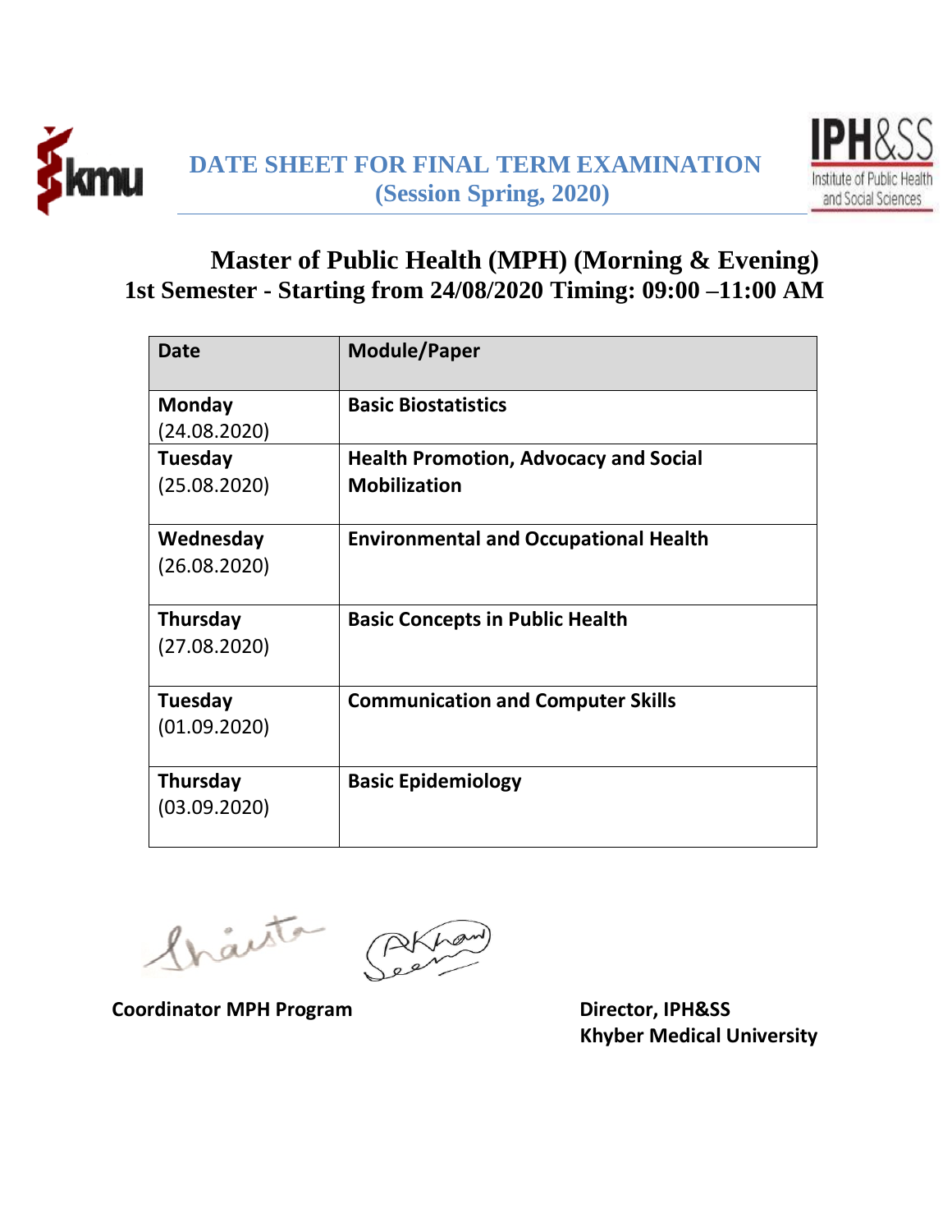# DATE SHEET FOR FINAL TERM EXAMINATION
## (Session Spring, 2020)

## Master of Public Health (MPH) (Morning & Evening)
### 1st Semester - Starting from 24/08/2020 Timing: 09:00 –11:00 AM

| Date | Module/Paper |
|---|---|
| **Monday** (24.08.2020) | **Basic Biostatistics** |
| **Tuesday** (25.08.2020) | **Health Promotion, Advocacy and Social Mobilization** |
| **Wednesday** (26.08.2020) | **Environmental and Occupational Health** |
| **Thursday** (27.08.2020) | **Basic Concepts in Public Health** |
| **Tuesday** (01.09.2020) | **Communication and Computer Skills** |
| **Thursday** (03.09.2020) | **Basic Epidemiology** |

**Coordinator MPH Program**

**Director, IPH&SS**
**Khyber Medical University**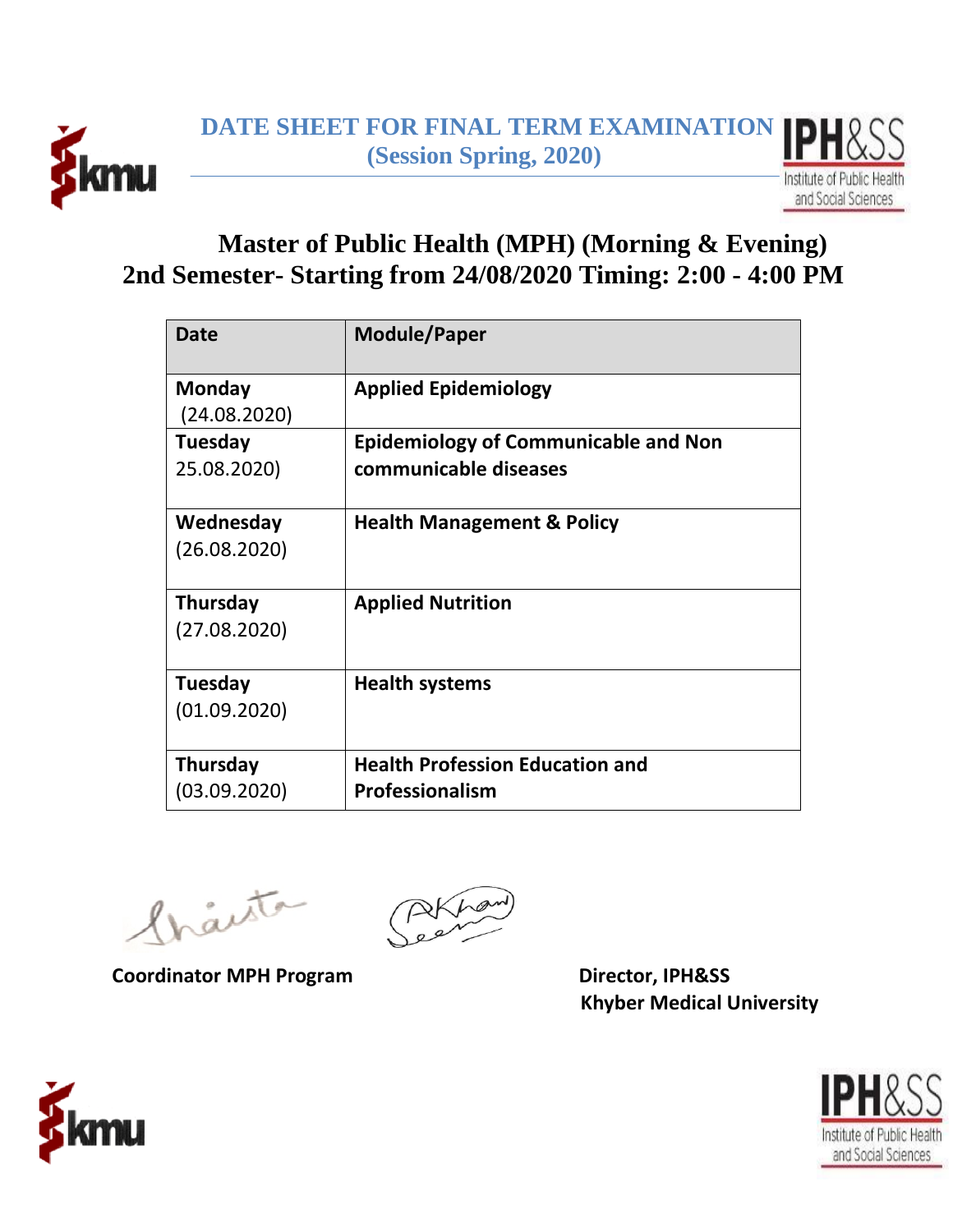# DATE SHEET FOR FINAL TERM EXAMINATION
## (Session Spring, 2020)

## Master of Public Health (MPH) (Morning & Evening)
## 2nd Semester- Starting from 24/08/2020 Timing: 2:00 - 4:00 PM

| Date | Module/Paper |
|---|---|
| **Monday** (24.08.2020) | **Applied Epidemiology** |
| **Tuesday** 25.08.2020) | **Epidemiology of Communicable and Non communicable diseases** |
| **Wednesday** (26.08.2020) | **Health Management & Policy** |
| **Thursday** (27.08.2020) | **Applied Nutrition** |
| **Tuesday** (01.09.2020) | **Health systems** |
| **Thursday** (03.09.2020) | **Health Profession Education and Professionalism** |

**Coordinator MPH Program**

**Director, IPH&SS**
**Khyber Medical University**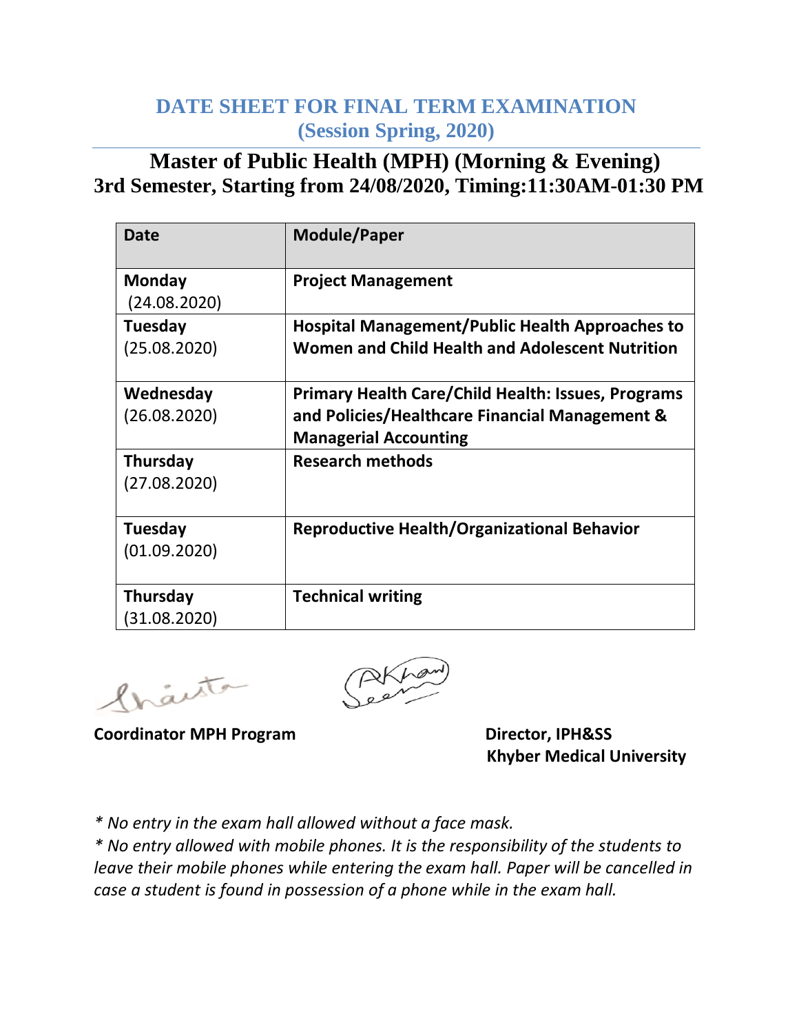## DATE SHEET FOR FINAL TERM EXAMINATION
## (Session Spring, 2020)

---

# Master of Public Health (MPH) (Morning & Evening)
## 3rd Semester, Starting from 24/08/2020, Timing:11:30AM-01:30 PM

| Date | Module/Paper |
|---|---|
| **Monday** (24.08.2020) | **Project Management** |
| **Tuesday** (25.08.2020) | **Hospital Management/Public Health Approaches to Women and Child Health and Adolescent Nutrition** |
| **Wednesday** (26.08.2020) | **Primary Health Care/Child Health: Issues, Programs and Policies/Healthcare Financial Management & Managerial Accounting** |
| **Thursday** (27.08.2020) | **Research methods** |
| **Tuesday** (01.09.2020) | **Reproductive Health/Organizational Behavior** |
| **Thursday** (31.08.2020) | **Technical writing** |

**Coordinator MPH Program**

**Director, IPH&SS**
**Khyber Medical University**

*\* No entry in the exam hall allowed without a face mask.*

*\* No entry allowed with mobile phones. It is the responsibility of the students to leave their mobile phones while entering the exam hall. Paper will be cancelled in case a student is found in possession of a phone while in the exam hall.*